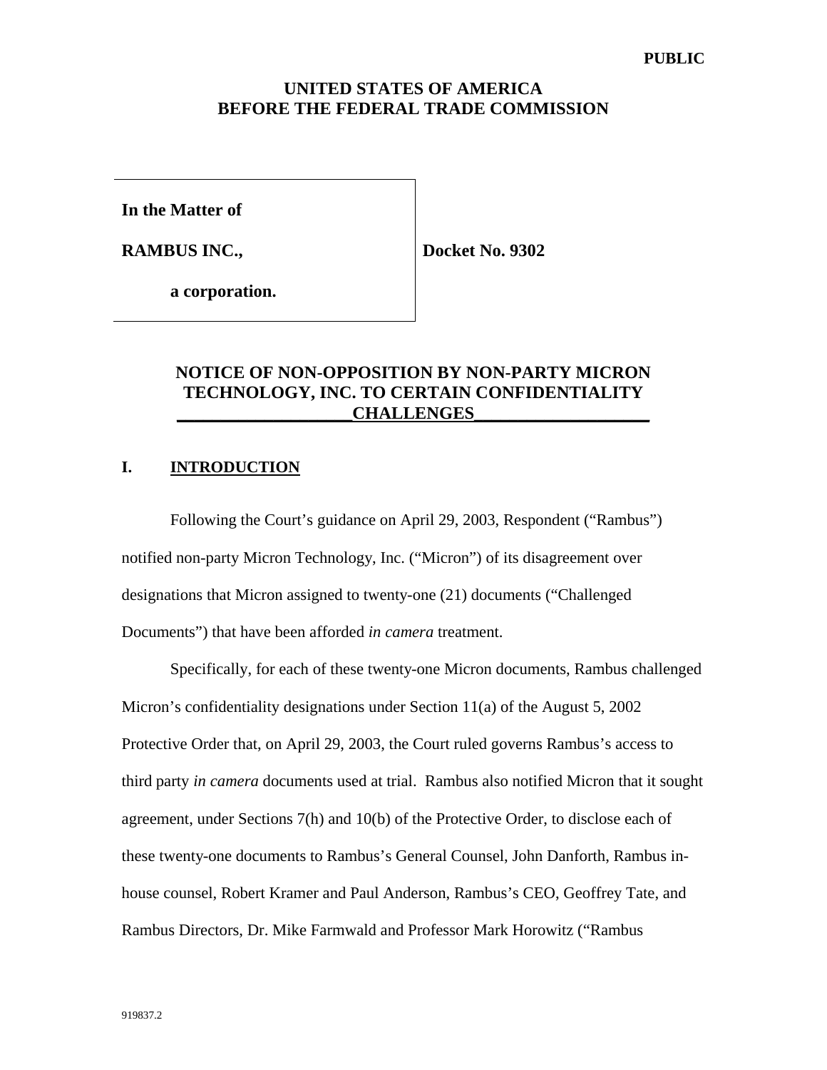**PUBLIC**

**UNITED STATES OF AMERICA**
**BEFORE THE FEDERAL TRADE COMMISSION**

| | |
|---|---|
| **In the Matter of**<br><br>**RAMBUS INC.,**<br><br>**a corporation.** | **Docket No. 9302** |

# NOTICE OF NON-OPPOSITION BY NON-PARTY MICRON TECHNOLOGY, INC. TO CERTAIN CONFIDENTIALITY CHALLENGES

## I. INTRODUCTION

Following the Court's guidance on April 29, 2003, Respondent ("Rambus") notified non-party Micron Technology, Inc. ("Micron") of its disagreement over designations that Micron assigned to twenty-one (21) documents ("Challenged Documents") that have been afforded *in camera* treatment.

Specifically, for each of these twenty-one Micron documents, Rambus challenged Micron's confidentiality designations under Section 11(a) of the August 5, 2002 Protective Order that, on April 29, 2003, the Court ruled governs Rambus's access to third party *in camera* documents used at trial. Rambus also notified Micron that it sought agreement, under Sections 7(h) and 10(b) of the Protective Order, to disclose each of these twenty-one documents to Rambus's General Counsel, John Danforth, Rambus in-house counsel, Robert Kramer and Paul Anderson, Rambus's CEO, Geoffrey Tate, and Rambus Directors, Dr. Mike Farmwald and Professor Mark Horowitz ("Rambus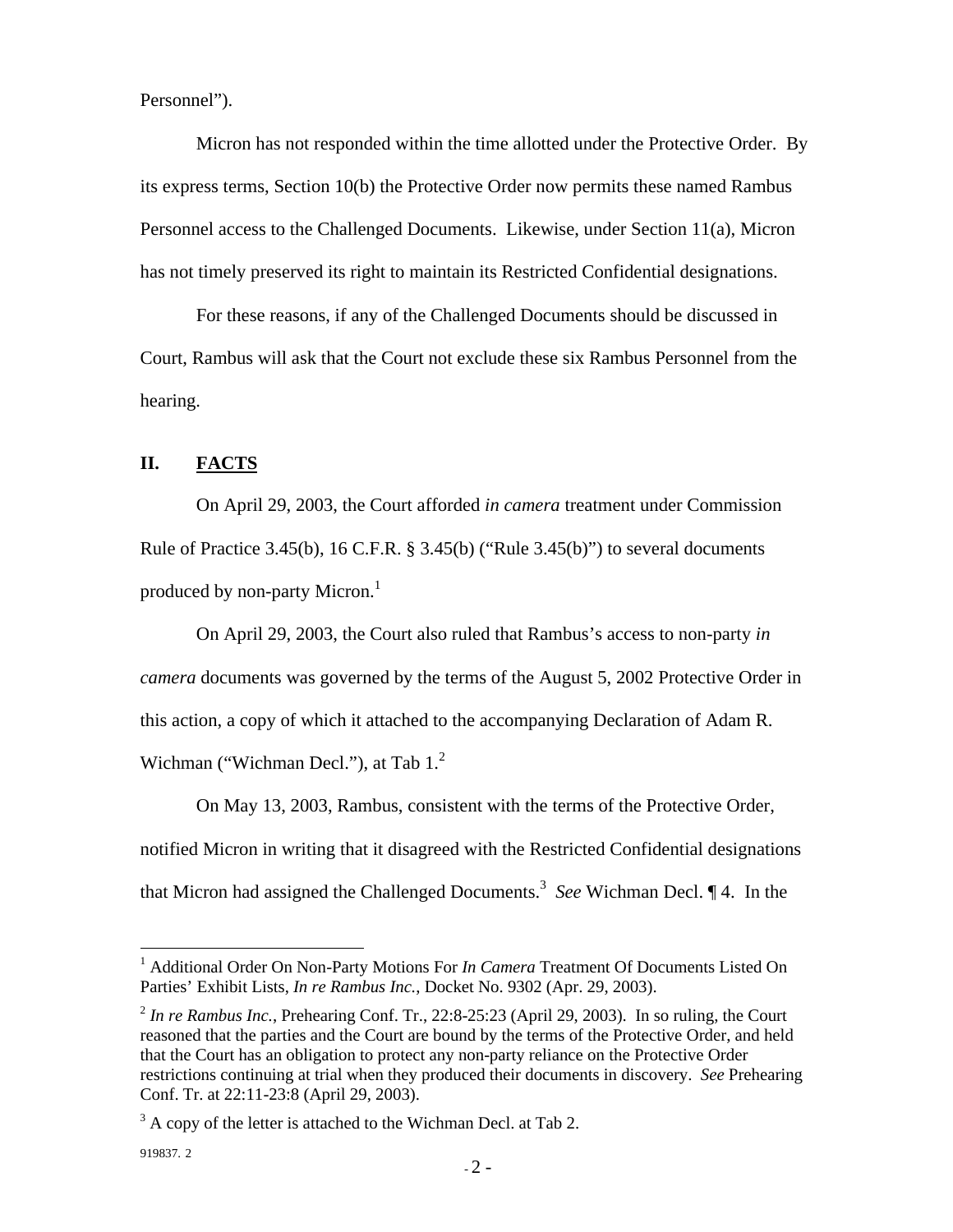Personnel").

Micron has not responded within the time allotted under the Protective Order. By its express terms, Section 10(b) the Protective Order now permits these named Rambus Personnel access to the Challenged Documents. Likewise, under Section 11(a), Micron has not timely preserved its right to maintain its Restricted Confidential designations.

For these reasons, if any of the Challenged Documents should be discussed in Court, Rambus will ask that the Court not exclude these six Rambus Personnel from the hearing.

## II. <u>FACTS</u>

On April 29, 2003, the Court afforded *in camera* treatment under Commission Rule of Practice 3.45(b), 16 C.F.R. § 3.45(b) ("Rule 3.45(b)") to several documents produced by non-party Micron.[1]

On April 29, 2003, the Court also ruled that Rambus's access to non-party *in camera* documents was governed by the terms of the August 5, 2002 Protective Order in this action, a copy of which it attached to the accompanying Declaration of Adam R. Wichman ("Wichman Decl."), at Tab 1.[2]

On May 13, 2003, Rambus, consistent with the terms of the Protective Order, notified Micron in writing that it disagreed with the Restricted Confidential designations that Micron had assigned the Challenged Documents.[3] *See* Wichman Decl. ¶ 4. In the

---

[1] Additional Order On Non-Party Motions For *In Camera* Treatment Of Documents Listed On Parties' Exhibit Lists, *In re Rambus Inc.*, Docket No. 9302 (Apr. 29, 2003).

[2] *In re Rambus Inc.*, Prehearing Conf. Tr., 22:8-25:23 (April 29, 2003). In so ruling, the Court reasoned that the parties and the Court are bound by the terms of the Protective Order, and held that the Court has an obligation to protect any non-party reliance on the Protective Order restrictions continuing at trial when they produced their documents in discovery. *See* Prehearing Conf. Tr. at 22:11-23:8 (April 29, 2003).

[3] A copy of the letter is attached to the Wichman Decl. at Tab 2.

919837. 2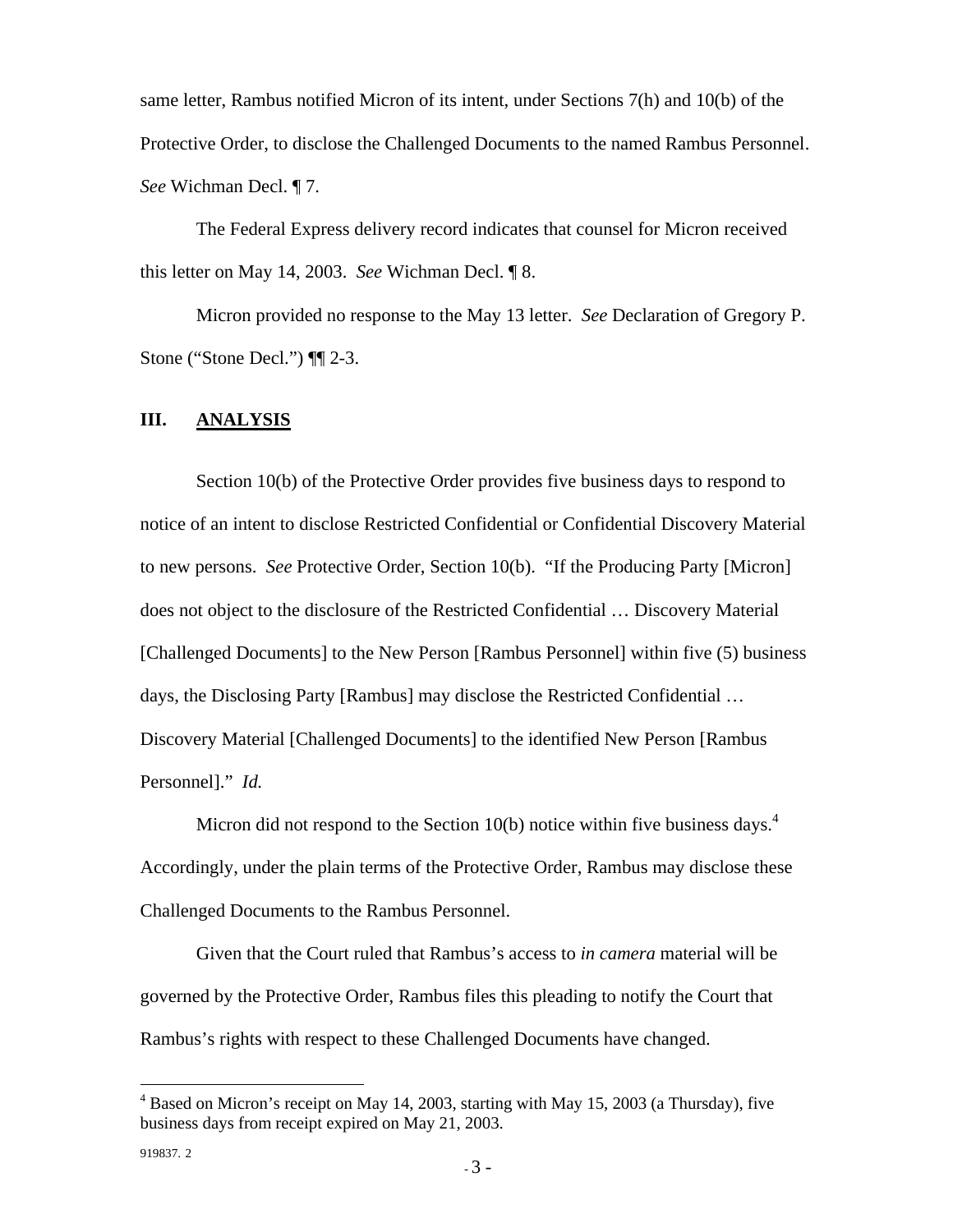same letter, Rambus notified Micron of its intent, under Sections 7(h) and 10(b) of the Protective Order, to disclose the Challenged Documents to the named Rambus Personnel. *See* Wichman Decl. ¶ 7.

The Federal Express delivery record indicates that counsel for Micron received this letter on May 14, 2003. *See* Wichman Decl. ¶ 8.

Micron provided no response to the May 13 letter. *See* Declaration of Gregory P. Stone ("Stone Decl.") ¶¶ 2-3.

## III. ANALYSIS

Section 10(b) of the Protective Order provides five business days to respond to notice of an intent to disclose Restricted Confidential or Confidential Discovery Material to new persons. *See* Protective Order, Section 10(b). "If the Producing Party [Micron] does not object to the disclosure of the Restricted Confidential … Discovery Material [Challenged Documents] to the New Person [Rambus Personnel] within five (5) business days, the Disclosing Party [Rambus] may disclose the Restricted Confidential … Discovery Material [Challenged Documents] to the identified New Person [Rambus Personnel]." *Id.*

Micron did not respond to the Section 10(b) notice within five business days.[4] Accordingly, under the plain terms of the Protective Order, Rambus may disclose these Challenged Documents to the Rambus Personnel.

Given that the Court ruled that Rambus's access to *in camera* material will be governed by the Protective Order, Rambus files this pleading to notify the Court that Rambus's rights with respect to these Challenged Documents have changed.

[4] Based on Micron's receipt on May 14, 2003, starting with May 15, 2003 (a Thursday), five business days from receipt expired on May 21, 2003.

919837. 2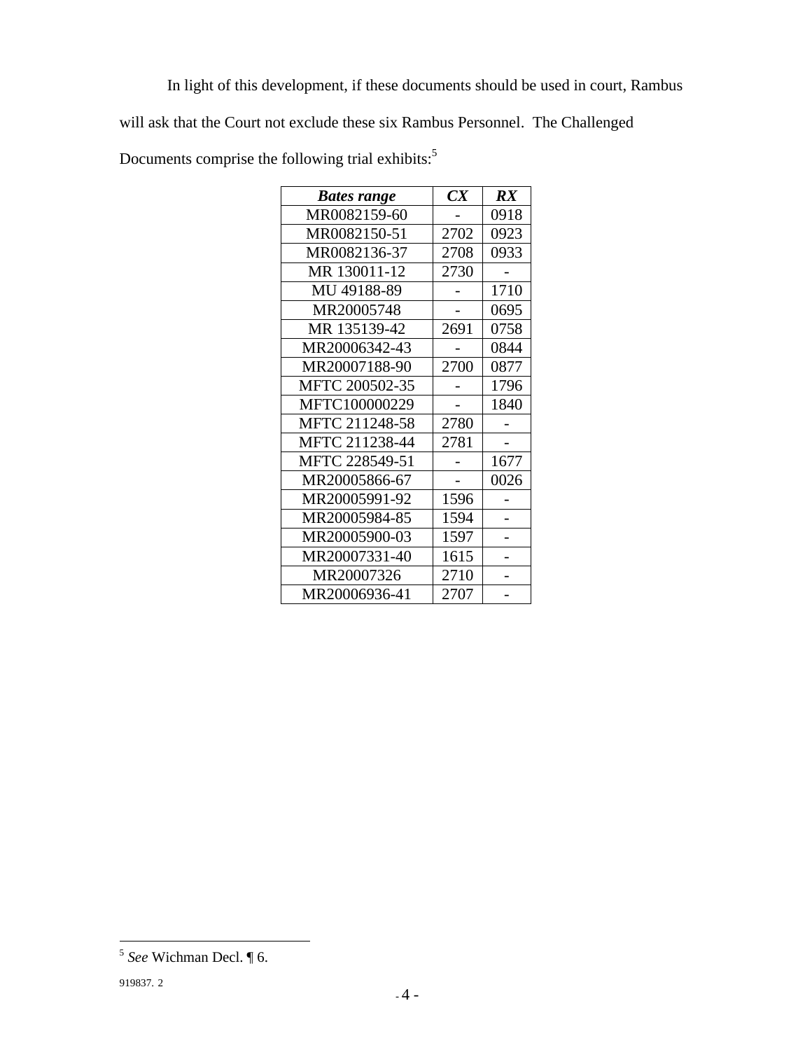In light of this development, if these documents should be used in court, Rambus will ask that the Court not exclude these six Rambus Personnel. The Challenged Documents comprise the following trial exhibits:[5]

| ***Bates range*** | ***CX*** | ***RX*** |
|---|---|---|
| MR0082159-60 | - | 0918 |
| MR0082150-51 | 2702 | 0923 |
| MR0082136-37 | 2708 | 0933 |
| MR 130011-12 | 2730 | - |
| MU 49188-89 | - | 1710 |
| MR20005748 | - | 0695 |
| MR 135139-42 | 2691 | 0758 |
| MR20006342-43 | - | 0844 |
| MR20007188-90 | 2700 | 0877 |
| MFTC 200502-35 | - | 1796 |
| MFTC100000229 | - | 1840 |
| MFTC 211248-58 | 2780 | - |
| MFTC 211238-44 | 2781 | - |
| MFTC 228549-51 | - | 1677 |
| MR20005866-67 | - | 0026 |
| MR20005991-92 | 1596 | - |
| MR20005984-85 | 1594 | - |
| MR20005900-03 | 1597 | - |
| MR20007331-40 | 1615 | - |
| MR20007326 | 2710 | - |
| MR20006936-41 | 2707 | - |

[5] *See* Wichman Decl. ¶ 6.

919837. 2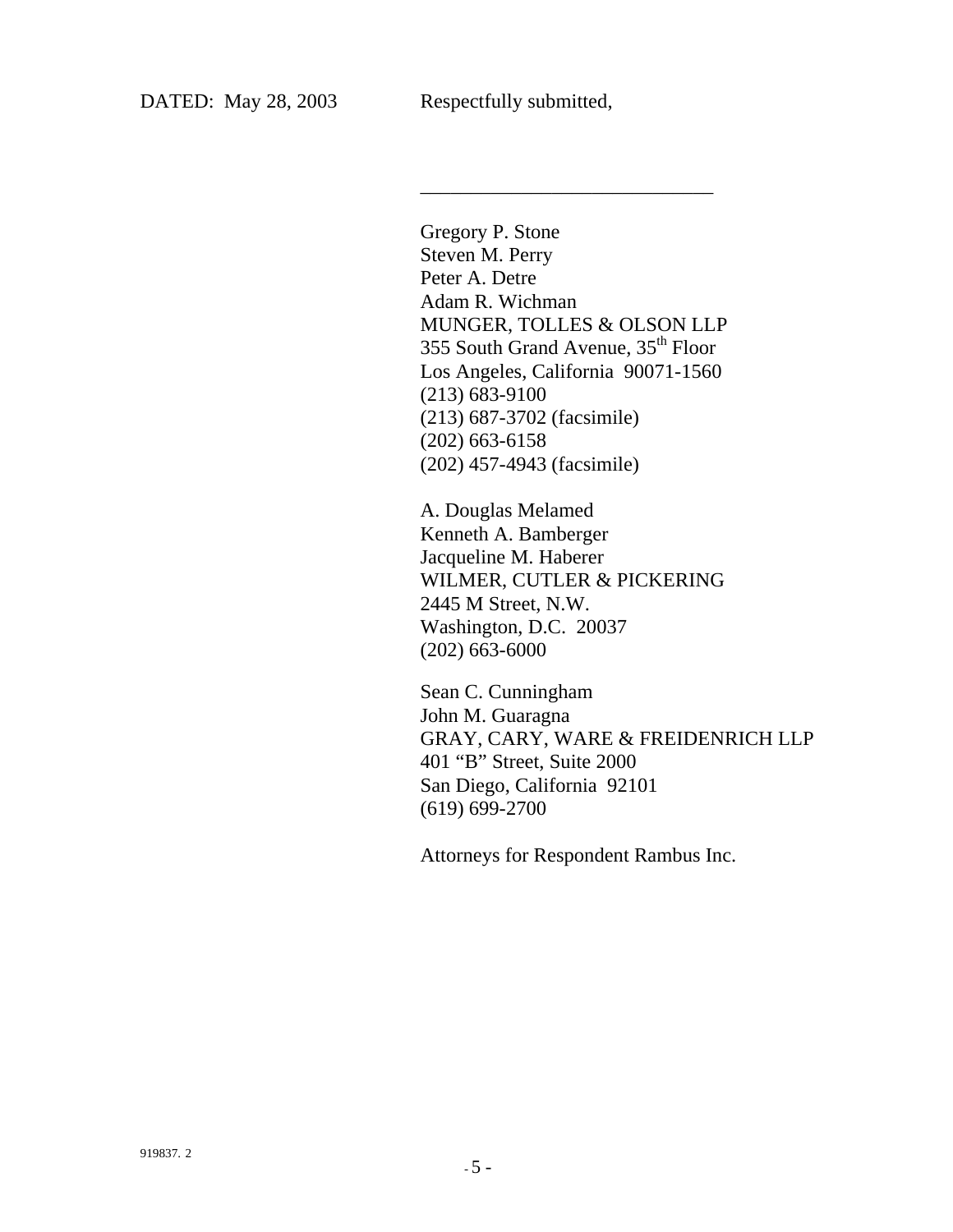DATED: May 28, 2003 Respectfully submitted,

\_\_\_\_\_\_\_\_\_\_\_\_\_\_\_\_\_\_\_\_\_\_\_\_\_\_\_\_\_\_

Gregory P. Stone
Steven M. Perry
Peter A. Detre
Adam R. Wichman
MUNGER, TOLLES & OLSON LLP
355 South Grand Avenue, 35th Floor
Los Angeles, California 90071-1560
(213) 683-9100
(213) 687-3702 (facsimile)
(202) 663-6158
(202) 457-4943 (facsimile)

A. Douglas Melamed
Kenneth A. Bamberger
Jacqueline M. Haberer
WILMER, CUTLER & PICKERING
2445 M Street, N.W.
Washington, D.C. 20037
(202) 663-6000

Sean C. Cunningham
John M. Guaragna
GRAY, CARY, WARE & FREIDENRICH LLP
401 "B" Street, Suite 2000
San Diego, California 92101
(619) 699-2700

Attorneys for Respondent Rambus Inc.

919837. 2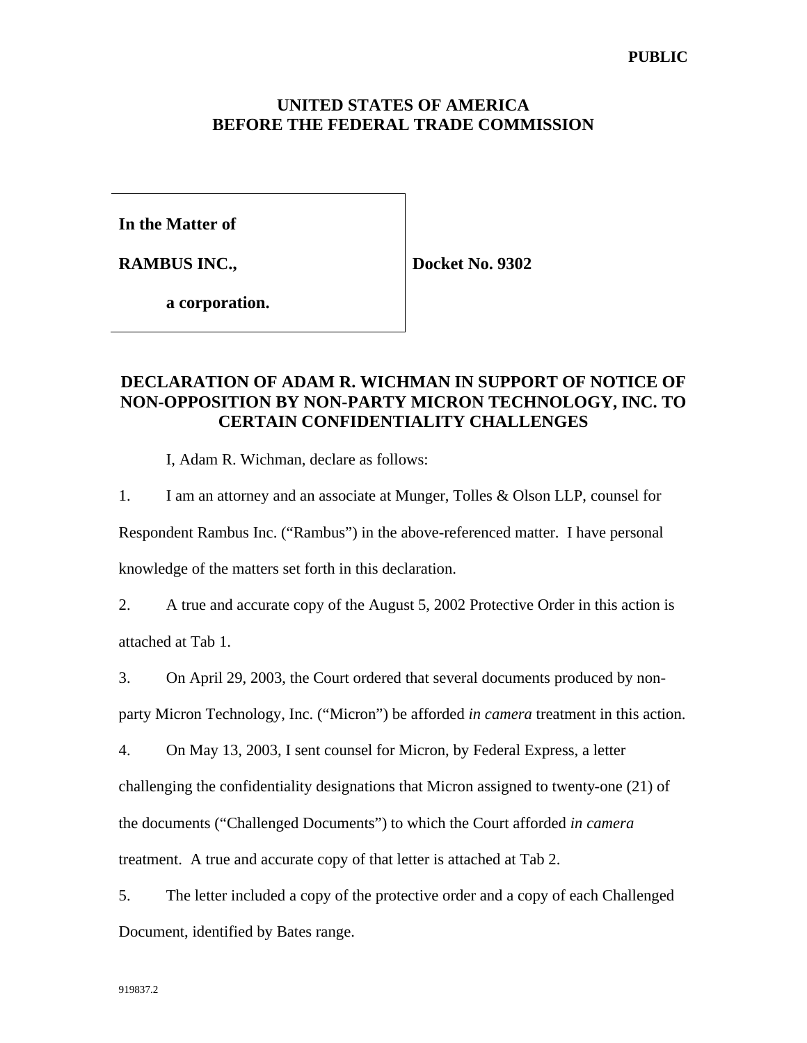**PUBLIC**

**UNITED STATES OF AMERICA**
**BEFORE THE FEDERAL TRADE COMMISSION**

| | |
|---|---|
| **In the Matter of** | |
| **RAMBUS INC.,** | **Docket No. 9302** |
| **a corporation.** | |

**DECLARATION OF ADAM R. WICHMAN IN SUPPORT OF NOTICE OF NON-OPPOSITION BY NON-PARTY MICRON TECHNOLOGY, INC. TO CERTAIN CONFIDENTIALITY CHALLENGES**

I, Adam R. Wichman, declare as follows:

1. I am an attorney and an associate at Munger, Tolles & Olson LLP, counsel for Respondent Rambus Inc. ("Rambus") in the above-referenced matter. I have personal knowledge of the matters set forth in this declaration.

2. A true and accurate copy of the August 5, 2002 Protective Order in this action is attached at Tab 1.

3. On April 29, 2003, the Court ordered that several documents produced by non-party Micron Technology, Inc. ("Micron") be afforded *in camera* treatment in this action.

4. On May 13, 2003, I sent counsel for Micron, by Federal Express, a letter challenging the confidentiality designations that Micron assigned to twenty-one (21) of the documents ("Challenged Documents") to which the Court afforded *in camera* treatment. A true and accurate copy of that letter is attached at Tab 2.

5. The letter included a copy of the protective order and a copy of each Challenged Document, identified by Bates range.

919837.2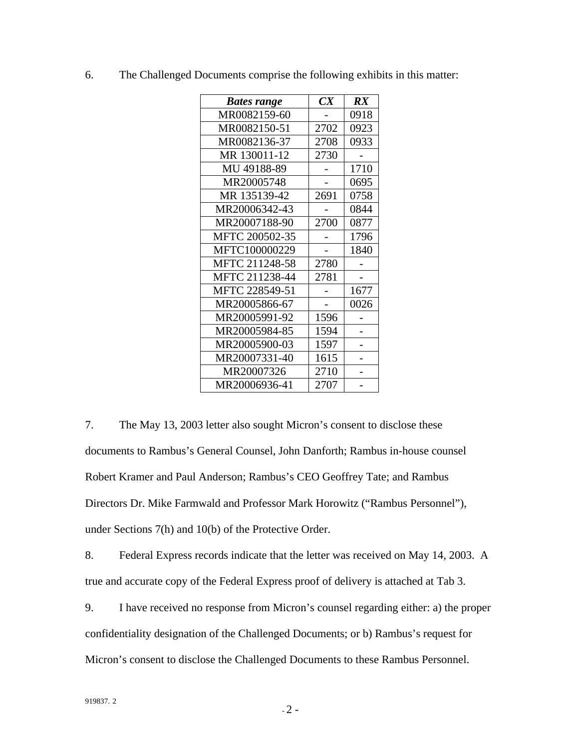6. The Challenged Documents comprise the following exhibits in this matter:

| *Bates range* | *CX* | *RX* |
|---|---|---|
| MR0082159-60 | - | 0918 |
| MR0082150-51 | 2702 | 0923 |
| MR0082136-37 | 2708 | 0933 |
| MR 130011-12 | 2730 | - |
| MU 49188-89 | - | 1710 |
| MR20005748 | - | 0695 |
| MR 135139-42 | 2691 | 0758 |
| MR20006342-43 | - | 0844 |
| MR20007188-90 | 2700 | 0877 |
| MFTC 200502-35 | - | 1796 |
| MFTC100000229 | - | 1840 |
| MFTC 211248-58 | 2780 | - |
| MFTC 211238-44 | 2781 | - |
| MFTC 228549-51 | - | 1677 |
| MR20005866-67 | - | 0026 |
| MR20005991-92 | 1596 | - |
| MR20005984-85 | 1594 | - |
| MR20005900-03 | 1597 | - |
| MR20007331-40 | 1615 | - |
| MR20007326 | 2710 | - |
| MR20006936-41 | 2707 | - |

7. The May 13, 2003 letter also sought Micron's consent to disclose these documents to Rambus's General Counsel, John Danforth; Rambus in-house counsel Robert Kramer and Paul Anderson; Rambus's CEO Geoffrey Tate; and Rambus Directors Dr. Mike Farmwald and Professor Mark Horowitz ("Rambus Personnel"), under Sections 7(h) and 10(b) of the Protective Order.

8. Federal Express records indicate that the letter was received on May 14, 2003. A true and accurate copy of the Federal Express proof of delivery is attached at Tab 3.

9. I have received no response from Micron's counsel regarding either: a) the proper confidentiality designation of the Challenged Documents; or b) Rambus's request for Micron's consent to disclose the Challenged Documents to these Rambus Personnel.

919837. 2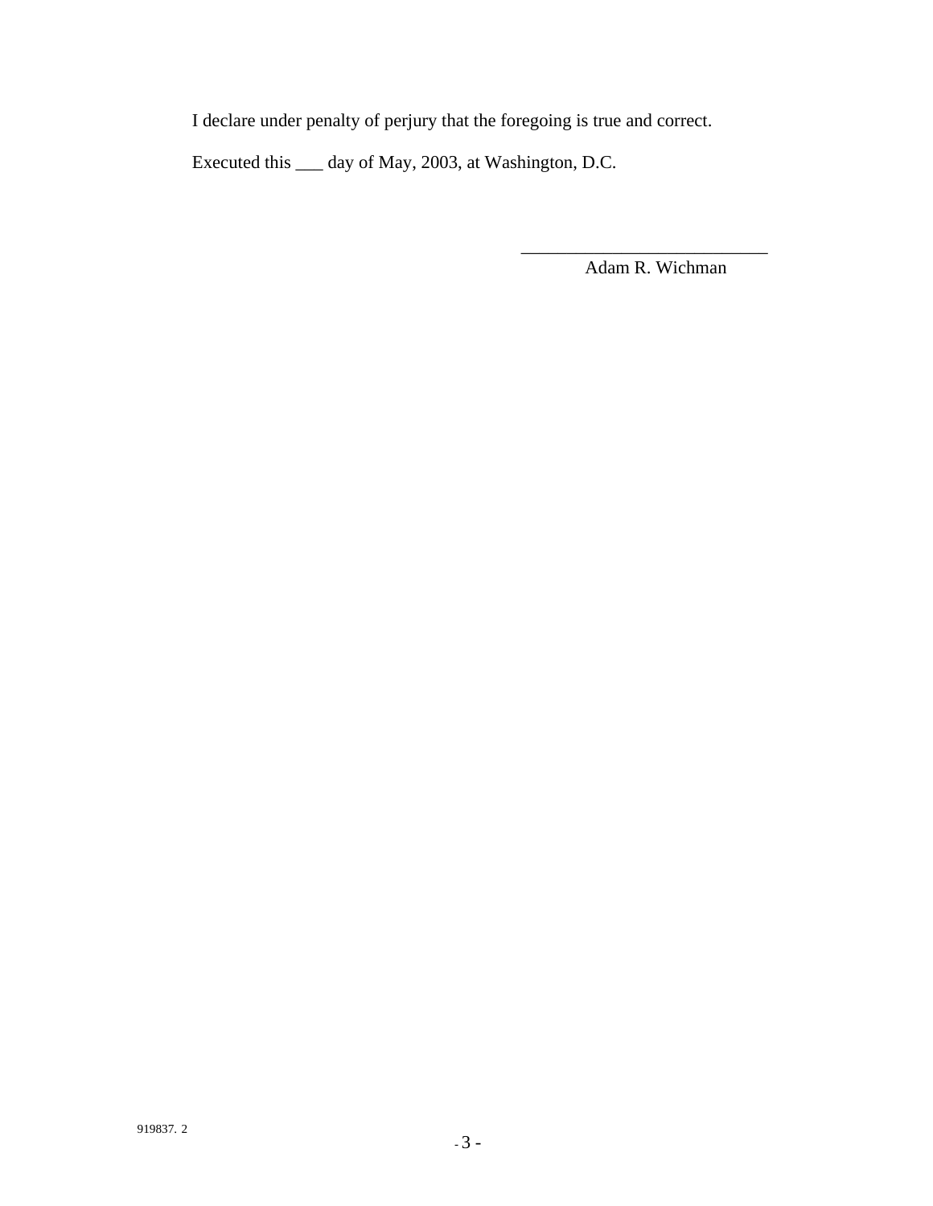I declare under penalty of perjury that the foregoing is true and correct.

Executed this ___ day of May, 2003, at Washington, D.C.

___________________________

Adam R. Wichman

919837. 2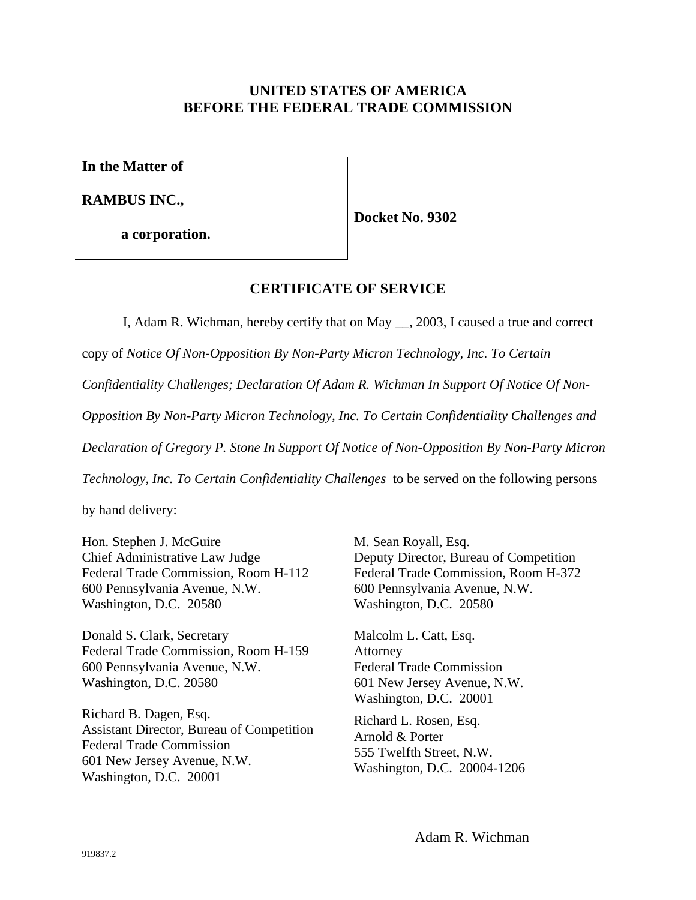**UNITED STATES OF AMERICA**
**BEFORE THE FEDERAL TRADE COMMISSION**

| | |
|---|---|
| **In the Matter of**<br><br>**RAMBUS INC.,**<br><br>**a corporation.** | **Docket No. 9302** |

## CERTIFICATE OF SERVICE

I, Adam R. Wichman, hereby certify that on May __, 2003, I caused a true and correct copy of *Notice Of Non-Opposition By Non-Party Micron Technology, Inc. To Certain Confidentiality Challenges; Declaration Of Adam R. Wichman In Support Of Notice Of Non-Opposition By Non-Party Micron Technology, Inc. To Certain Confidentiality Challenges and Declaration of Gregory P. Stone In Support Of Notice of Non-Opposition By Non-Party Micron Technology, Inc. To Certain Confidentiality Challenges* to be served on the following persons by hand delivery:

Hon. Stephen J. McGuire
Chief Administrative Law Judge
Federal Trade Commission, Room H-112
600 Pennsylvania Avenue, N.W.
Washington, D.C. 20580

Donald S. Clark, Secretary
Federal Trade Commission, Room H-159
600 Pennsylvania Avenue, N.W.
Washington, D.C. 20580

Richard B. Dagen, Esq.
Assistant Director, Bureau of Competition
Federal Trade Commission
601 New Jersey Avenue, N.W.
Washington, D.C. 20001

M. Sean Royall, Esq.
Deputy Director, Bureau of Competition
Federal Trade Commission, Room H-372
600 Pennsylvania Avenue, N.W.
Washington, D.C. 20580

Malcolm L. Catt, Esq.
Attorney
Federal Trade Commission
601 New Jersey Avenue, N.W.
Washington, D.C. 20001

Richard L. Rosen, Esq.
Arnold & Porter
555 Twelfth Street, N.W.
Washington, D.C. 20004-1206

\_\_\_\_\_\_\_\_\_\_\_\_\_\_\_\_\_\_\_\_\_\_\_\_\_\_\_\_\_\_
Adam R. Wichman

919837.2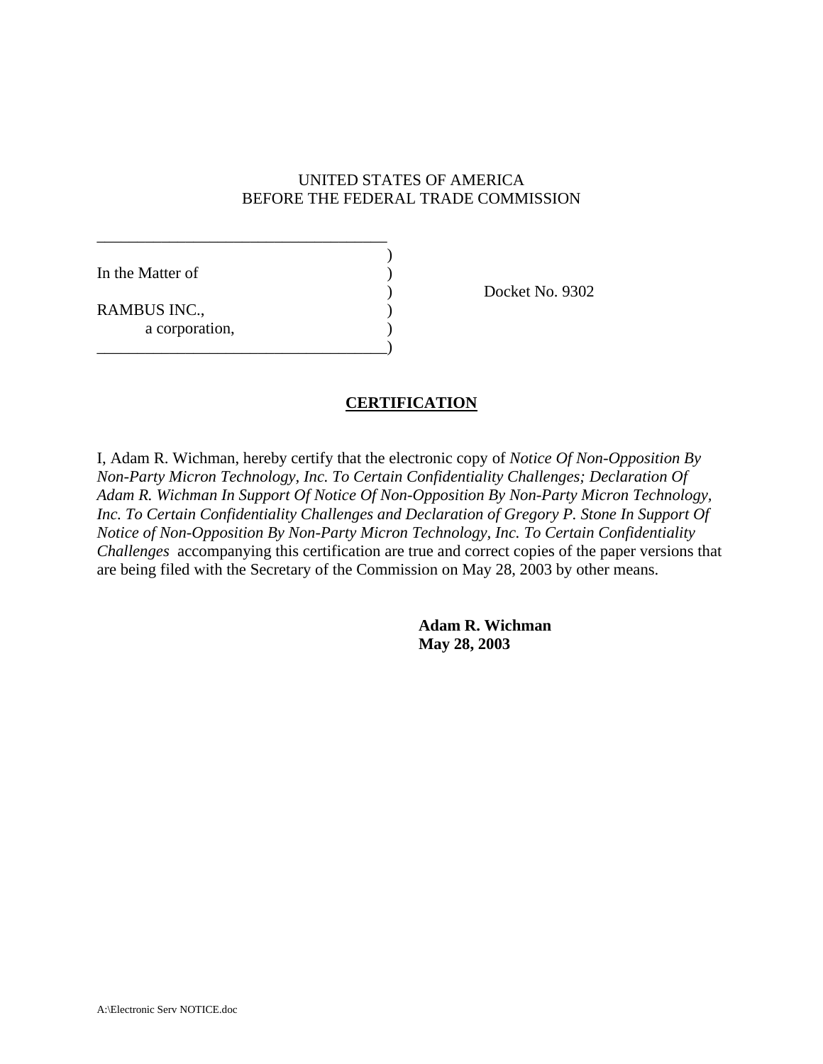UNITED STATES OF AMERICA
BEFORE THE FEDERAL TRADE COMMISSION

| | |
|---|---|
| In the Matter of<br><br>RAMBUS INC.,<br>a corporation, | Docket No. 9302 |

**CERTIFICATION**

I, Adam R. Wichman, hereby certify that the electronic copy of *Notice Of Non-Opposition By Non-Party Micron Technology, Inc. To Certain Confidentiality Challenges; Declaration Of Adam R. Wichman In Support Of Notice Of Non-Opposition By Non-Party Micron Technology, Inc. To Certain Confidentiality Challenges and Declaration of Gregory P. Stone In Support Of Notice of Non-Opposition By Non-Party Micron Technology, Inc. To Certain Confidentiality Challenges* accompanying this certification are true and correct copies of the paper versions that are being filed with the Secretary of the Commission on May 28, 2003 by other means.

**Adam R. Wichman**
**May 28, 2003**

A:\Electronic Serv NOTICE.doc